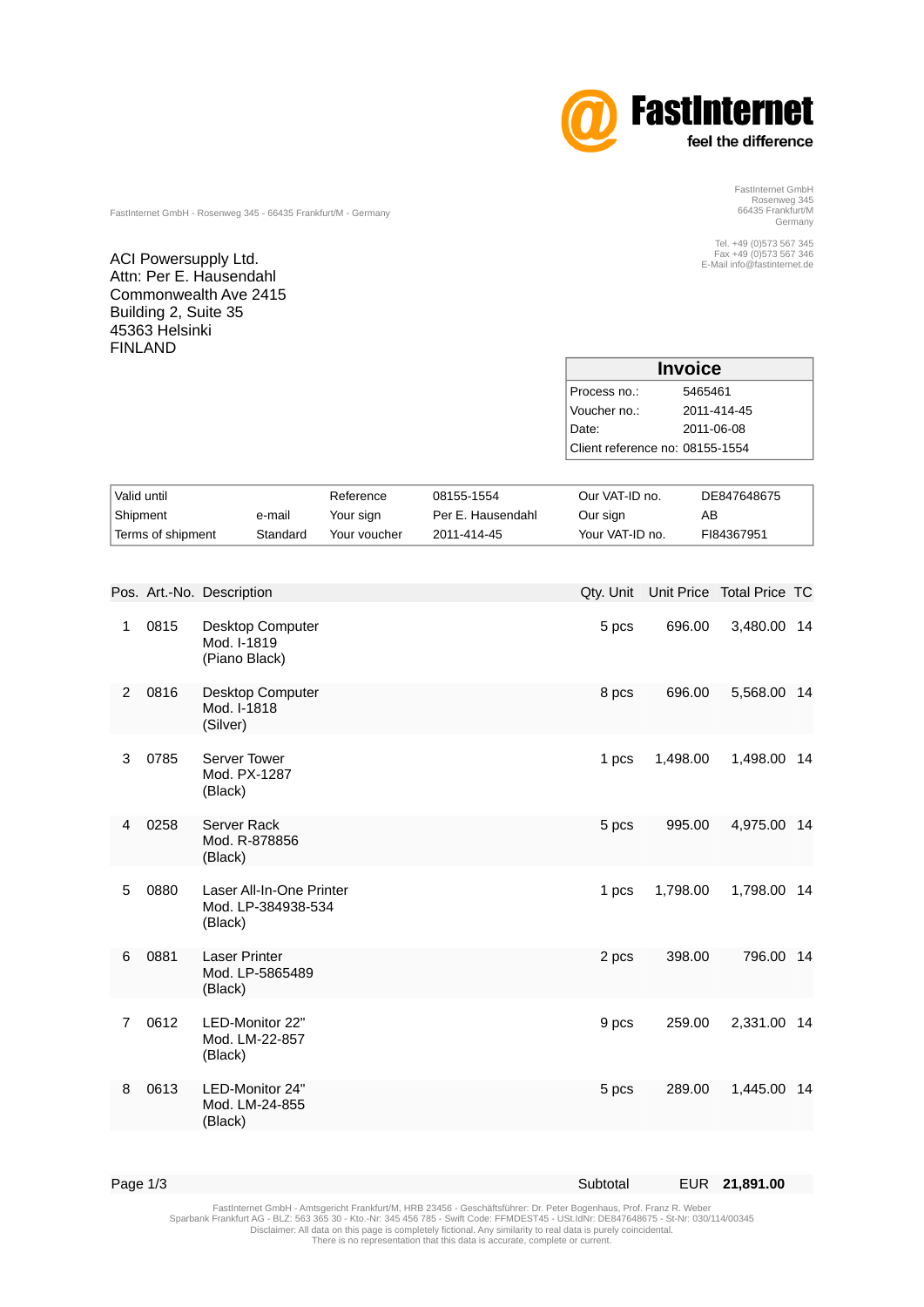**FastInternet**
feel the difference

FastInternet GmbH - Rosenweg 345 - 66435 Frankfurt/M - Germany

FastInternet GmbH
Rosenweg 345
66435 Frankfurt/M
Germany

Tel. +49 (0)573 567 345
Fax +49 (0)573 567 346
E-Mail info@fastinternet.de

ACI Powersupply Ltd.
Attn: Per E. Hausendahl
Commonwealth Ave 2415
Building 2, Suite 35
45363 Helsinki
FINLAND

## Invoice

| | |
|---|---|
| Process no.: | 5465461 |
| Voucher no.: | 2011-414-45 |
| Date: | 2011-06-08 |
| Client reference no: | 08155-1554 |

| | | | | | |
|---|---|---|---|---|---|
| Valid until | | Reference | 08155-1554 | Our VAT-ID no. | DE847648675 |
| Shipment | e-mail | Your sign | Per E. Hausendahl | Our sign | AB |
| Terms of shipment | Standard | Your voucher | 2011-414-45 | Your VAT-ID no. | FI84367951 |

| Pos. | Art.-No. | Description | Qty. Unit | Unit Price | Total Price | TC |
|---|---|---|---|---|---|---|
| 1 | 0815 | Desktop Computer Mod. I-1819 (Piano Black) | 5 pcs | 696.00 | 3,480.00 | 14 |
| 2 | 0816 | Desktop Computer Mod. I-1818 (Silver) | 8 pcs | 696.00 | 5,568.00 | 14 |
| 3 | 0785 | Server Tower Mod. PX-1287 (Black) | 1 pcs | 1,498.00 | 1,498.00 | 14 |
| 4 | 0258 | Server Rack Mod. R-878856 (Black) | 5 pcs | 995.00 | 4,975.00 | 14 |
| 5 | 0880 | Laser All-In-One Printer Mod. LP-384938-534 (Black) | 1 pcs | 1,798.00 | 1,798.00 | 14 |
| 6 | 0881 | Laser Printer Mod. LP-5865489 (Black) | 2 pcs | 398.00 | 796.00 | 14 |
| 7 | 0612 | LED-Monitor 22" Mod. LM-22-857 (Black) | 9 pcs | 259.00 | 2,331.00 | 14 |
| 8 | 0613 | LED-Monitor 24" Mod. LM-24-855 (Black) | 5 pcs | 289.00 | 1,445.00 | 14 |

Subtotal EUR **21,891.00**

FastInternet GmbH - Amtsgericht Frankfurt/M, HRB 23456 - Geschäftsführer: Dr. Peter Bogenhaus, Prof. Franz R. Weber
Sparbank Frankfurt AG - BLZ: 563 365 30 - Kto.-Nr: 345 456 785 - Swift Code: FFMDEST45 - USt.IdNr: DE847648675 - St-Nr: 030/114/00345
Disclaimer: All data on this page is completely fictional. Any similarity to real data is purely coincidental.
There is no representation that this data is accurate, complete or current.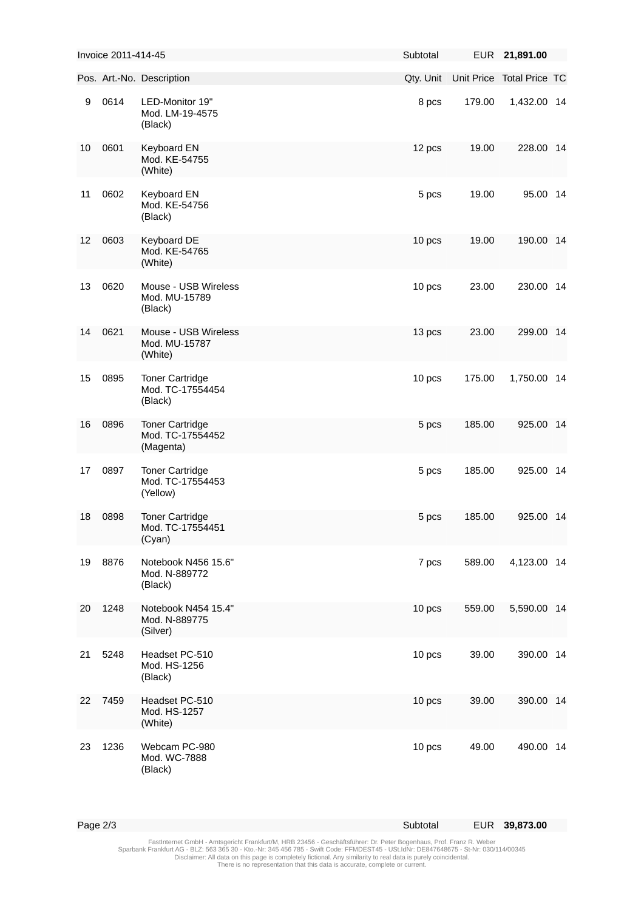Invoice 2011-414-45 | Subtotal EUR **21,891.00**

| Pos. | Art.-No. | Description | Qty. Unit | Unit Price | Total Price | TC |
|---|---|---|---|---|---|---|
| 9 | 0614 | LED-Monitor 19" Mod. LM-19-4575 (Black) | 8 pcs | 179.00 | 1,432.00 | 14 |
| 10 | 0601 | Keyboard EN Mod. KE-54755 (White) | 12 pcs | 19.00 | 228.00 | 14 |
| 11 | 0602 | Keyboard EN Mod. KE-54756 (Black) | 5 pcs | 19.00 | 95.00 | 14 |
| 12 | 0603 | Keyboard DE Mod. KE-54765 (White) | 10 pcs | 19.00 | 190.00 | 14 |
| 13 | 0620 | Mouse - USB Wireless Mod. MU-15789 (Black) | 10 pcs | 23.00 | 230.00 | 14 |
| 14 | 0621 | Mouse - USB Wireless Mod. MU-15787 (White) | 13 pcs | 23.00 | 299.00 | 14 |
| 15 | 0895 | Toner Cartridge Mod. TC-17554454 (Black) | 10 pcs | 175.00 | 1,750.00 | 14 |
| 16 | 0896 | Toner Cartridge Mod. TC-17554452 (Magenta) | 5 pcs | 185.00 | 925.00 | 14 |
| 17 | 0897 | Toner Cartridge Mod. TC-17554453 (Yellow) | 5 pcs | 185.00 | 925.00 | 14 |
| 18 | 0898 | Toner Cartridge Mod. TC-17554451 (Cyan) | 5 pcs | 185.00 | 925.00 | 14 |
| 19 | 8876 | Notebook N456 15.6" Mod. N-889772 (Black) | 7 pcs | 589.00 | 4,123.00 | 14 |
| 20 | 1248 | Notebook N454 15.4" Mod. N-889775 (Silver) | 10 pcs | 559.00 | 5,590.00 | 14 |
| 21 | 5248 | Headset PC-510 Mod. HS-1256 (Black) | 10 pcs | 39.00 | 390.00 | 14 |
| 22 | 7459 | Headset PC-510 Mod. HS-1257 (White) | 10 pcs | 39.00 | 390.00 | 14 |
| 23 | 1236 | Webcam PC-980 Mod. WC-7888 (Black) | 10 pcs | 49.00 | 490.00 | 14 |

Subtotal EUR **39,873.00**

FastInternet GmbH - Amtsgericht Frankfurt/M, HRB 23456 - Geschäftsführer: Dr. Peter Bogenhaus, Prof. Franz R. Weber
Sparbank Frankfurt AG - BLZ: 563 365 30 - Kto.-Nr: 345 456 785 - Swift Code: FFMDEST45 - USt.IdNr: DE847648675 - St-Nr: 030/114/00345
Disclaimer: All data on this page is completely fictional. Any similarity to real data is purely coincidental.
There is no representation that this data is accurate, complete or current.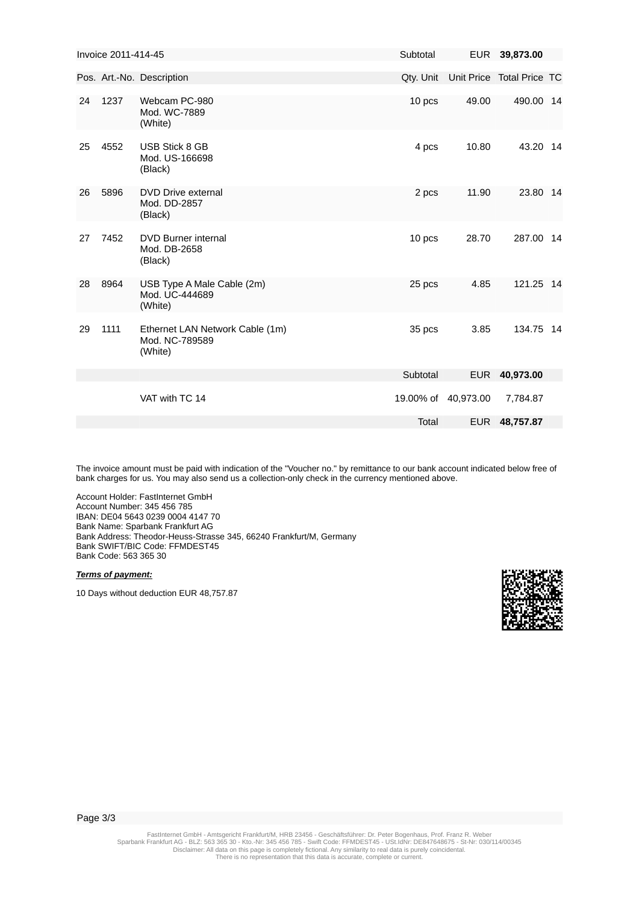| Invoice 2011-414-45 | | | | | Subtotal | EUR | 39,873.00 | |
|---|---|---|---|---|---|---|---|---|

| Pos. | Art.-No. | Description | Qty. | Unit | Unit Price | Total Price | TC |
|---|---|---|---|---|---|---|---|
| 24 | 1237 | Webcam PC-980<br>Mod. WC-7889<br>(White) | 10 | pcs | 49.00 | 490.00 | 14 |
| 25 | 4552 | USB Stick 8 GB<br>Mod. US-166698<br>(Black) | 4 | pcs | 10.80 | 43.20 | 14 |
| 26 | 5896 | DVD Drive external<br>Mod. DD-2857<br>(Black) | 2 | pcs | 11.90 | 23.80 | 14 |
| 27 | 7452 | DVD Burner internal<br>Mod. DB-2658<br>(Black) | 10 | pcs | 28.70 | 287.00 | 14 |
| 28 | 8964 | USB Type A Male Cable (2m)<br>Mod. UC-444689<br>(White) | 25 | pcs | 4.85 | 121.25 | 14 |
| 29 | 1111 | Ethernet LAN Network Cable (1m)<br>Mod. NC-789589<br>(White) | 35 | pcs | 3.85 | 134.75 | 14 |
| | | | | Subtotal | EUR | **40,973.00** | |
| | | VAT with TC 14 | | 19.00% of | 40,973.00 | 7,784.87 | |
| | | | | Total | EUR | **48,757.87** | |

The invoice amount must be paid with indication of the "Voucher no." by remittance to our bank account indicated below free of bank charges for us. You may also send us a collection-only check in the currency mentioned above.

Account Holder: FastInternet GmbH
Account Number: 345 456 785
IBAN: DE04 5643 0239 0004 4147 70
Bank Name: Sparbank Frankfurt AG
Bank Address: Theodor-Heuss-Strasse 345, 66240 Frankfurt/M, Germany
Bank SWIFT/BIC Code: FFMDEST45
Bank Code: 563 365 30

***Terms of payment:***

10 Days without deduction EUR 48,757.87

FastInternet GmbH - Amtsgericht Frankfurt/M, HRB 23456 - Geschäftsführer: Dr. Peter Bogenhaus, Prof. Franz R. Weber
Sparbank Frankfurt AG - BLZ: 563 365 30 - Kto.-Nr: 345 456 785 - Swift Code: FFMDEST45 - USt.IdNr: DE847648675 - St-Nr: 030/114/00345
Disclaimer: All data on this page is completely fictional. Any similarity to real data is purely coincidental.
There is no representation that this data is accurate, complete or current.